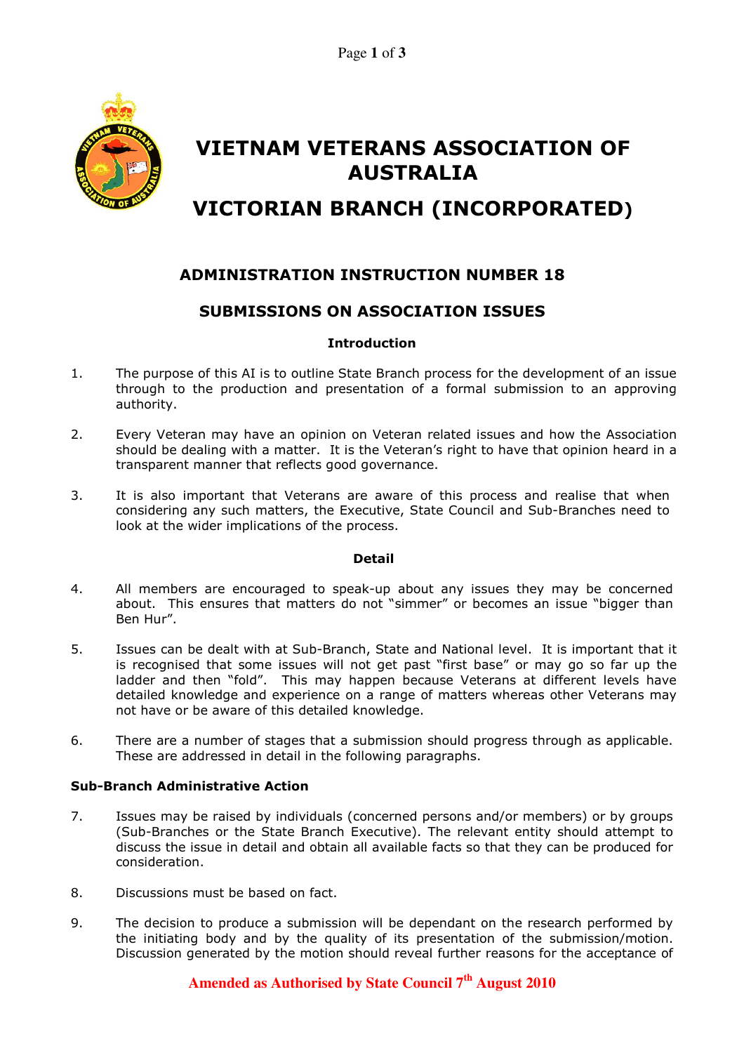# VIETNAM VETERANS ASSOCIATION OF AUSTRALIA

# VICTORIAN BRANCH (INCORPORATED)

## ADMINISTRATION INSTRUCTION NUMBER 18

## SUBMISSIONS ON ASSOCIATION ISSUES

### Introduction

1. The purpose of this AI is to outline State Branch process for the development of an issue through to the production and presentation of a formal submission to an approving authority.

2. Every Veteran may have an opinion on Veteran related issues and how the Association should be dealing with a matter. It is the Veteran's right to have that opinion heard in a transparent manner that reflects good governance.

3. It is also important that Veterans are aware of this process and realise that when considering any such matters, the Executive, State Council and Sub-Branches need to look at the wider implications of the process.

### Detail

4. All members are encouraged to speak-up about any issues they may be concerned about. This ensures that matters do not "simmer" or becomes an issue "bigger than Ben Hur".

5. Issues can be dealt with at Sub-Branch, State and National level. It is important that it is recognised that some issues will not get past "first base" or may go so far up the ladder and then "fold". This may happen because Veterans at different levels have detailed knowledge and experience on a range of matters whereas other Veterans may not have or be aware of this detailed knowledge.

6. There are a number of stages that a submission should progress through as applicable. These are addressed in detail in the following paragraphs.

**Sub-Branch Administrative Action**

7. Issues may be raised by individuals (concerned persons and/or members) or by groups (Sub-Branches or the State Branch Executive). The relevant entity should attempt to discuss the issue in detail and obtain all available facts so that they can be produced for consideration.

8. Discussions must be based on fact.

9. The decision to produce a submission will be dependant on the research performed by the initiating body and by the quality of its presentation of the submission/motion. Discussion generated by the motion should reveal further reasons for the acceptance of

**Amended as Authorised by State Council 7th August 2010**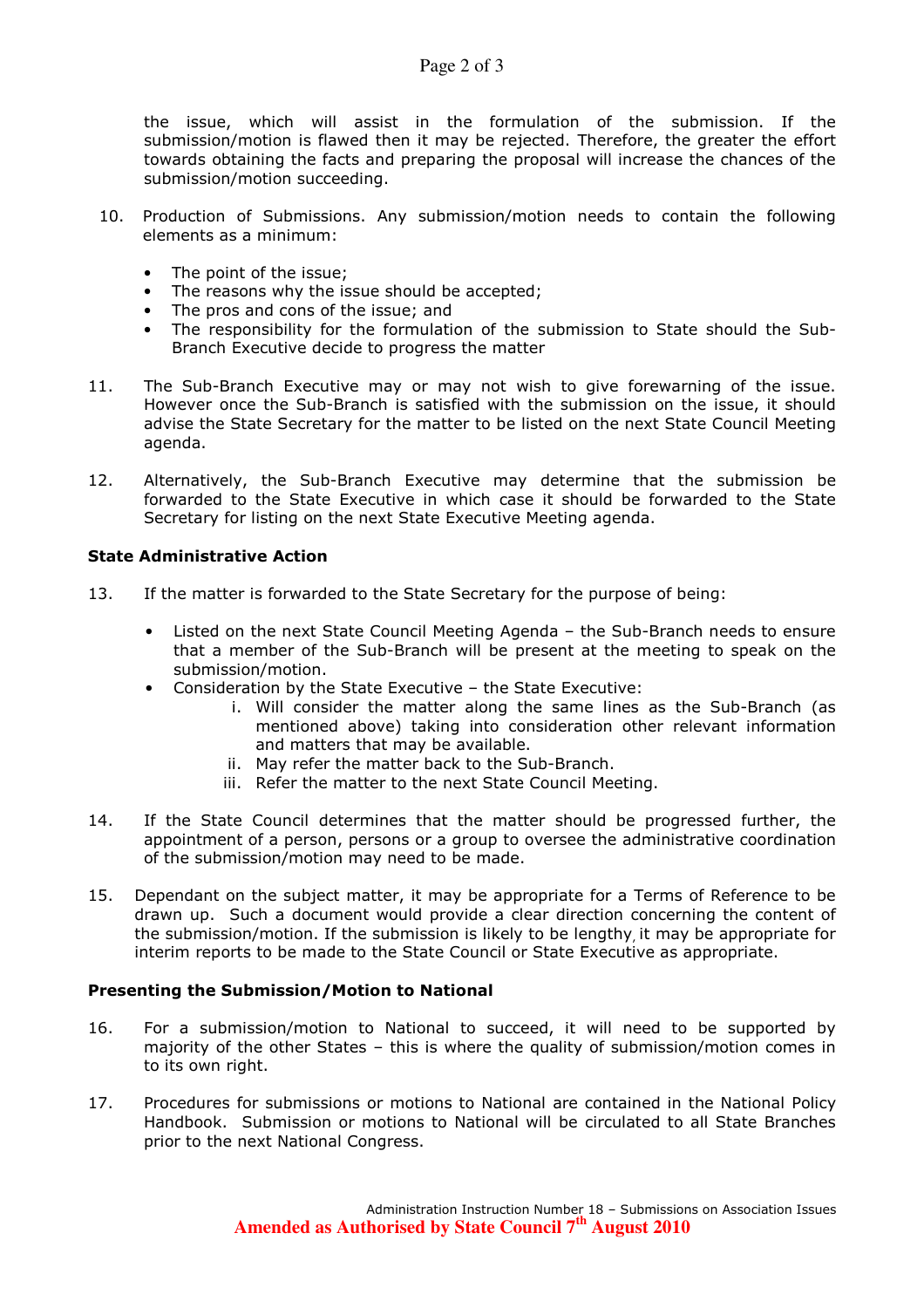the issue, which will assist in the formulation of the submission. If the submission/motion is flawed then it may be rejected. Therefore, the greater the effort towards obtaining the facts and preparing the proposal will increase the chances of the submission/motion succeeding.

10. Production of Submissions. Any submission/motion needs to contain the following elements as a minimum:

    - The point of the issue;
    - The reasons why the issue should be accepted;
    - The pros and cons of the issue; and
    - The responsibility for the formulation of the submission to State should the Sub-Branch Executive decide to progress the matter

11. The Sub-Branch Executive may or may not wish to give forewarning of the issue. However once the Sub-Branch is satisfied with the submission on the issue, it should advise the State Secretary for the matter to be listed on the next State Council Meeting agenda.

12. Alternatively, the Sub-Branch Executive may determine that the submission be forwarded to the State Executive in which case it should be forwarded to the State Secretary for listing on the next State Executive Meeting agenda.

**State Administrative Action**

13. If the matter is forwarded to the State Secretary for the purpose of being:

    - Listed on the next State Council Meeting Agenda – the Sub-Branch needs to ensure that a member of the Sub-Branch will be present at the meeting to speak on the submission/motion.
    - Consideration by the State Executive – the State Executive:
        1. Will consider the matter along the same lines as the Sub-Branch (as mentioned above) taking into consideration other relevant information and matters that may be available.
        2. May refer the matter back to the Sub-Branch.
        3. Refer the matter to the next State Council Meeting.

14. If the State Council determines that the matter should be progressed further, the appointment of a person, persons or a group to oversee the administrative coordination of the submission/motion may need to be made.

15. Dependant on the subject matter, it may be appropriate for a Terms of Reference to be drawn up. Such a document would provide a clear direction concerning the content of the submission/motion. If the submission is likely to be lengthy, it may be appropriate for interim reports to be made to the State Council or State Executive as appropriate.

**Presenting the Submission/Motion to National**

16. For a submission/motion to National to succeed, it will need to be supported by majority of the other States – this is where the quality of submission/motion comes in to its own right.

17. Procedures for submissions or motions to National are contained in the National Policy Handbook. Submission or motions to National will be circulated to all State Branches prior to the next National Congress.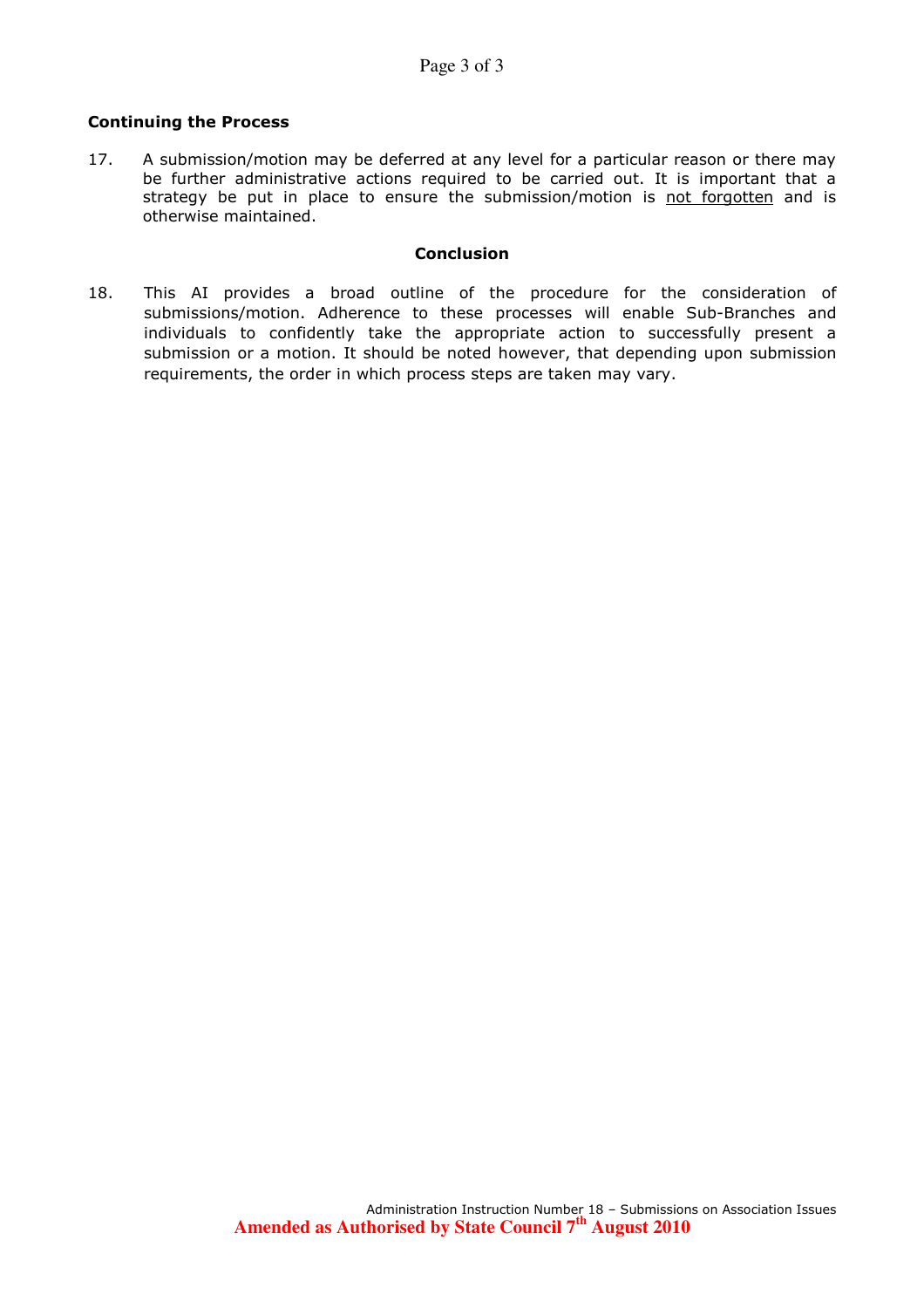**Continuing the Process**

17. A submission/motion may be deferred at any level for a particular reason or there may be further administrative actions required to be carried out. It is important that a strategy be put in place to ensure the submission/motion is not forgotten and is otherwise maintained.

**Conclusion**

18. This AI provides a broad outline of the procedure for the consideration of submissions/motion. Adherence to these processes will enable Sub-Branches and individuals to confidently take the appropriate action to successfully present a submission or a motion. It should be noted however, that depending upon submission requirements, the order in which process steps are taken may vary.